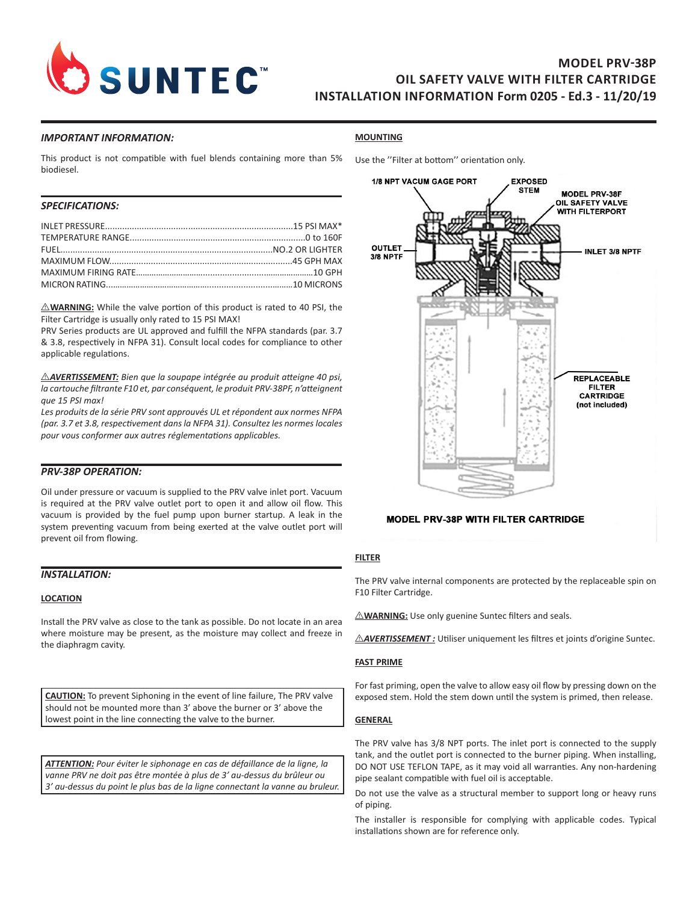# SUNTEC™

## MODEL PRV-38P
## OIL SAFETY VALVE WITH FILTER CARTRIDGE
## INSTALLATION INFORMATION Form 0205 - Ed.3 - 11/20/19

### *IMPORTANT INFORMATION:*

This product is not compatible with fuel blends containing more than 5% biodiesel.

### *SPECIFICATIONS:*

INLET PRESSURE........................................15 PSI MAX*
TEMPERATURE RANGE........................................0 to 160F
FUEL........................................NO.2 OR LIGHTER
MAXIMUM FLOW........................................45 GPH MAX
MAXIMUM FIRING RATE........................................10 GPH
MICRON RATING........................................10 MICRONS

⚠**WARNING:** While the valve portion of this product is rated to 40 PSI, the Filter Cartridge is usually only rated to 15 PSI MAX!
PRV Series products are UL approved and fulfill the NFPA standards (par. 3.7 & 3.8, respectively in NFPA 31). Consult local codes for compliance to other applicable regulations.

*⚠**AVERTISSEMENT:** Bien que la soupape intégrée au produit atteigne 40 psi, la cartouche filtrante F10 et, par conséquent, le produit PRV-38PF, n'atteignent que 15 PSI max!*
*Les produits de la série PRV sont approuvés UL et répondent aux normes NFPA (par. 3.7 et 3.8, respectivement dans la NFPA 31). Consultez les normes locales pour vous conformer aux autres réglementations applicables.*

### *PRV-38P OPERATION:*

Oil under pressure or vacuum is supplied to the PRV valve inlet port. Vacuum is required at the PRV valve outlet port to open it and allow oil flow. This vacuum is provided by the fuel pump upon burner startup. A leak in the system preventing vacuum from being exerted at the valve outlet port will prevent oil from flowing.

### *INSTALLATION:*

#### LOCATION

Install the PRV valve as close to the tank as possible. Do not locate in an area where moisture may be present, as the moisture may collect and freeze in the diaphragm cavity.

**CAUTION:** To prevent Siphoning in the event of line failure, The PRV valve should not be mounted more than 3' above the burner or 3' above the lowest point in the line connecting the valve to the burner.

*__ATTENTION:__ Pour éviter le siphonage en cas de défaillance de la ligne, la vanne PRV ne doit pas être montée à plus de 3' au-dessus du brûleur ou 3' au-dessus du point le plus bas de la ligne connectant la vanne au bruleur.*

#### MOUNTING

Use the ''Filter at bottom'' orientation only.

1/8 NPT VACUM GAGE PORT
EXPOSED STEM
MODEL PRV-38F OIL SAFETY VALVE WITH FILTERPORT
OUTLET 3/8 NPTF
INLET 3/8 NPTF
REPLACEABLE FILTER CARTRIDGE (not included)

**MODEL PRV-38P WITH FILTER CARTRIDGE**

#### FILTER

The PRV valve internal components are protected by the replaceable spin on F10 Filter Cartridge.

⚠**WARNING:** Use only guenine Suntec filters and seals.

⚠***AVERTISSEMENT :*** Utiliser uniquement les filtres et joints d'origine Suntec.

#### FAST PRIME

For fast priming, open the valve to allow easy oil flow by pressing down on the exposed stem. Hold the stem down until the system is primed, then release.

#### GENERAL

The PRV valve has 3/8 NPT ports. The inlet port is connected to the supply tank, and the outlet port is connected to the burner piping. When installing, DO NOT USE TEFLON TAPE, as it may void all warranties. Any non-hardening pipe sealant compatible with fuel oil is acceptable.

Do not use the valve as a structural member to support long or heavy runs of piping.

The installer is responsible for complying with applicable codes. Typical installations shown are for reference only.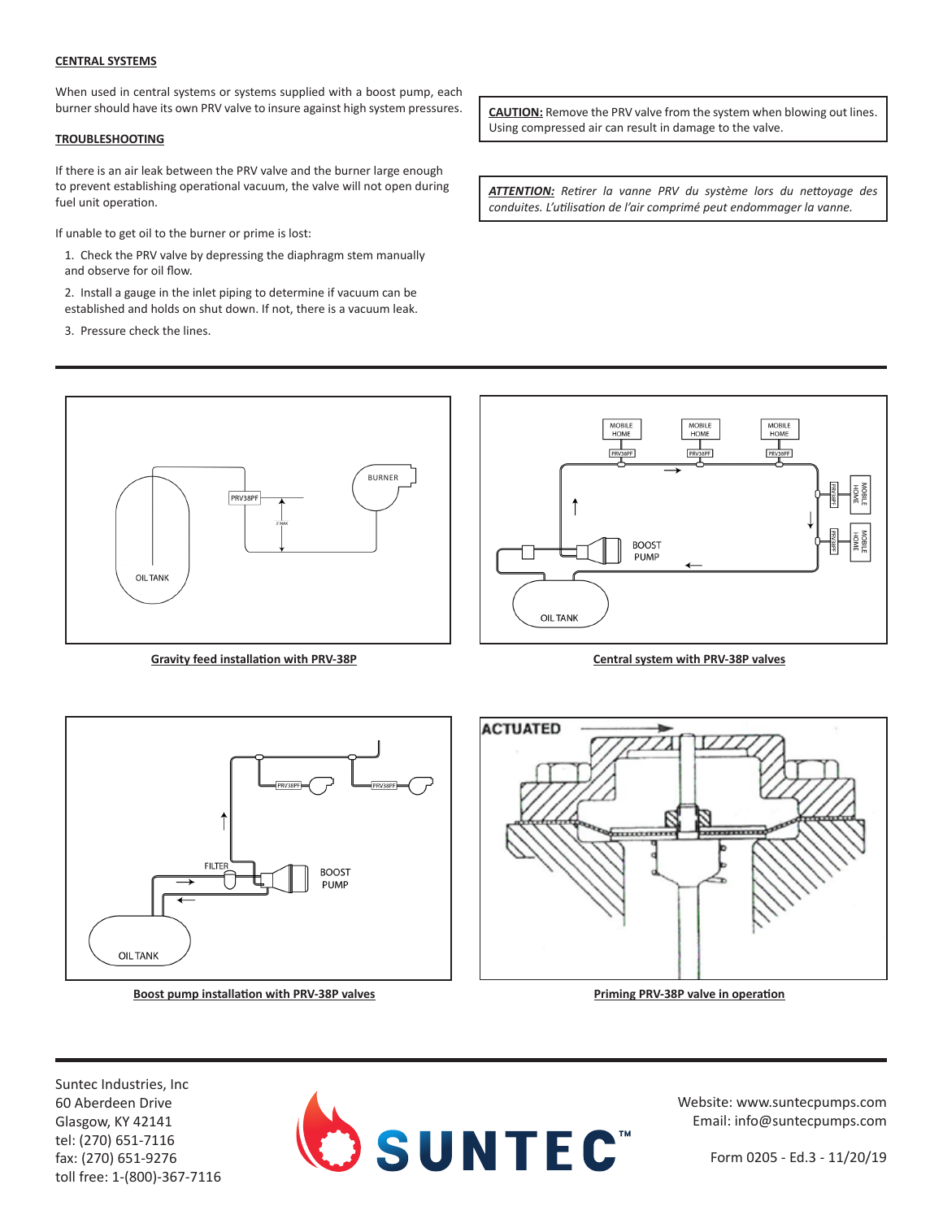## CENTRAL SYSTEMS

When used in central systems or systems supplied with a boost pump, each burner should have its own PRV valve to insure against high system pressures.

## TROUBLESHOOTING

If there is an air leak between the PRV valve and the burner large enough to prevent establishing operational vacuum, the valve will not open during fuel unit operation.

If unable to get oil to the burner or prime is lost:

1. Check the PRV valve by depressing the diaphragm stem manually and observe for oil flow.
2. Install a gauge in the inlet piping to determine if vacuum can be established and holds on shut down. If not, there is a vacuum leak.
3. Pressure check the lines.

**CAUTION:** Remove the PRV valve from the system when blowing out lines. Using compressed air can result in damage to the valve.

***ATTENTION:*** *Retirer la vanne PRV du système lors du nettoyage des conduites. L'utilisation de l'air comprimé peut endommager la vanne.*

BURNER
PRV38PF
3' MAX
OIL TANK

**Gravity feed installation with PRV-38P**

MOBILE HOME
PRV38PF
BOOST PUMP
OIL TANK

**Central system with PRV-38P valves**

PRV38PF
FILTER
BOOST PUMP
OIL TANK

**Boost pump installation with PRV-38P valves**

ACTUATED

**Priming PRV-38P valve in operation**

Suntec Industries, Inc
60 Aberdeen Drive
Glasgow, KY 42141
tel: (270) 651-7116
fax: (270) 651-9276
toll free: 1-(800)-367-7116

SUNTEC™

Website: www.suntecpumps.com
Email: info@suntecpumps.com

Form 0205 - Ed.3 - 11/20/19